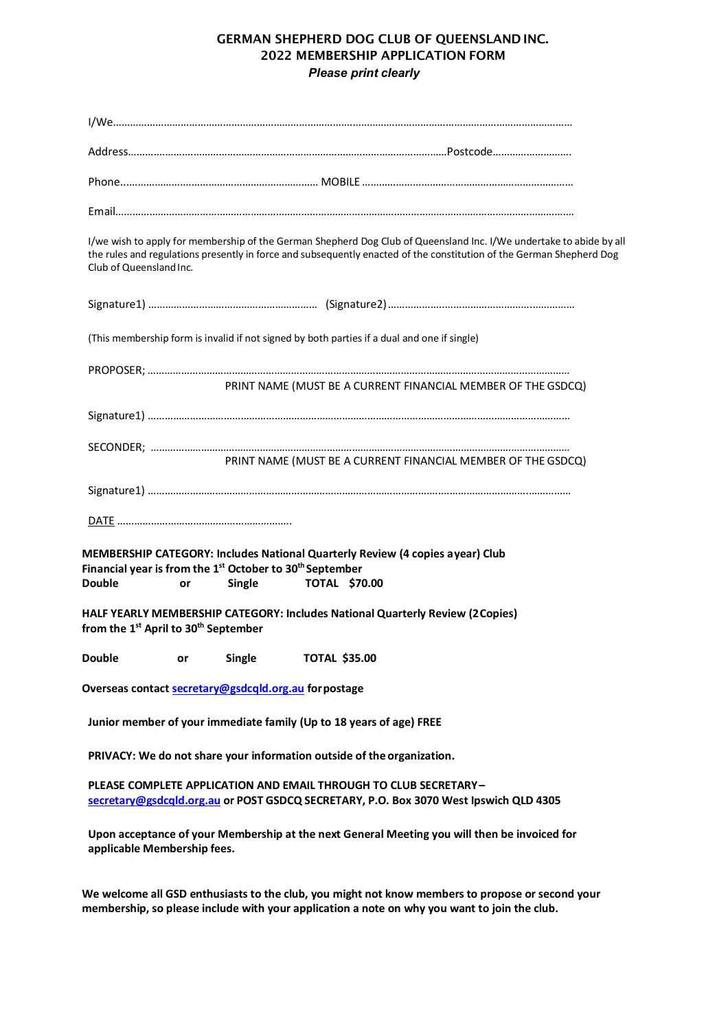# GERMAN SHEPHERD DOG CLUB OF QUEENSLAND INC.
## 2022 MEMBERSHIP APPLICATION FORM
***Please print clearly***

I/We……………………………………………………………………………………………………………………………………………

Address……………………………………………………………………………………………Postcode……………………….

Phone…………………………………………………………… MOBILE …………………………………………………………….

Email……………………………………………………………………………………………………………………………………………

I/we wish to apply for membership of the German Shepherd Dog Club of Queensland Inc. I/We undertake to abide by all the rules and regulations presently in force and subsequently enacted of the constitution of the German Shepherd Dog Club of Queensland Inc.

Signature1) …………………………………………………… (Signature2)………………………………………………………

(This membership form is invalid if not signed by both parties if a dual and one if single)

PROPOSER; ………………………………………………………………………………………………………………………………
PRINT NAME (MUST BE A CURRENT FINANCIAL MEMBER OF THE GSDCQ)

Signature1) ………………………………………………………………………………………………………………………………

SECONDER; ………………………………………………………………………………………………………………………………
PRINT NAME (MUST BE A CURRENT FINANCIAL MEMBER OF THE GSDCQ)

Signature1) ………………………………………………………………………………………………………………………………

DATE …………………………………………………….

**MEMBERSHIP CATEGORY: Includes National Quarterly Review (4 copies a year) Club Financial year is from the 1st October to 30th September**

**Double or Single TOTAL $70.00**

**HALF YEARLY MEMBERSHIP CATEGORY: Includes National Quarterly Review (2 Copies) from the 1st April to 30th September**

**Double or Single TOTAL $35.00**

**Overseas contact secretary@gsdcqld.org.au for postage**

**Junior member of your immediate family (Up to 18 years of age) FREE**

**PRIVACY: We do not share your information outside of the organization.**

**PLEASE COMPLETE APPLICATION AND EMAIL THROUGH TO CLUB SECRETARY – secretary@gsdcqld.org.au or POST GSDCQ SECRETARY, P.O. Box 3070 West Ipswich QLD 4305**

**Upon acceptance of your Membership at the next General Meeting you will then be invoiced for applicable Membership fees.**

**We welcome all GSD enthusiasts to the club, you might not know members to propose or second your membership, so please include with your application a note on why you want to join the club.**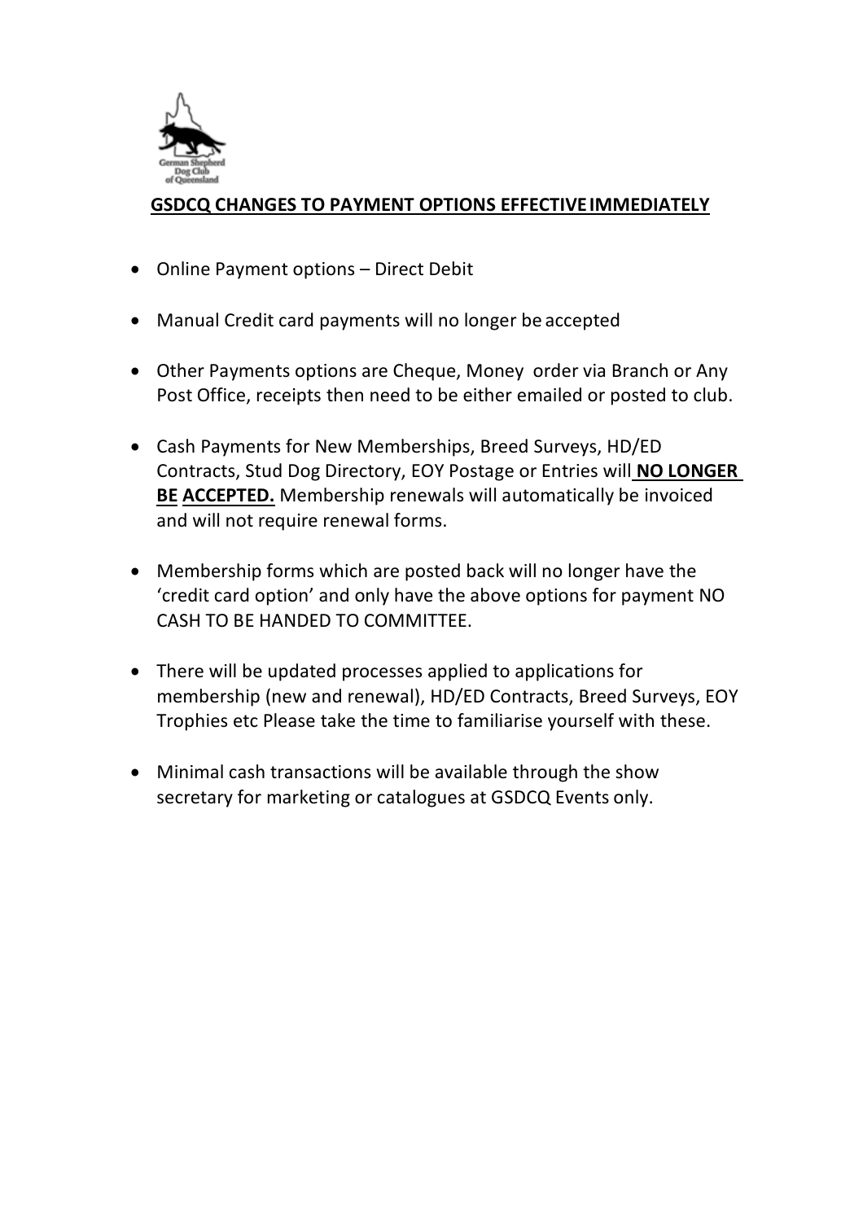**GSDCQ CHANGES TO PAYMENT OPTIONS EFFECTIVE IMMEDIATELY**

- Online Payment options – Direct Debit
- Manual Credit card payments will no longer be accepted
- Other Payments options are Cheque, Money order via Branch or Any Post Office, receipts then need to be either emailed or posted to club.
- Cash Payments for New Memberships, Breed Surveys, HD/ED Contracts, Stud Dog Directory, EOY Postage or Entries will **NO LONGER BE ACCEPTED.** Membership renewals will automatically be invoiced and will not require renewal forms.
- Membership forms which are posted back will no longer have the 'credit card option' and only have the above options for payment NO CASH TO BE HANDED TO COMMITTEE.
- There will be updated processes applied to applications for membership (new and renewal), HD/ED Contracts, Breed Surveys, EOY Trophies etc Please take the time to familiarise yourself with these.
- Minimal cash transactions will be available through the show secretary for marketing or catalogues at GSDCQ Events only.